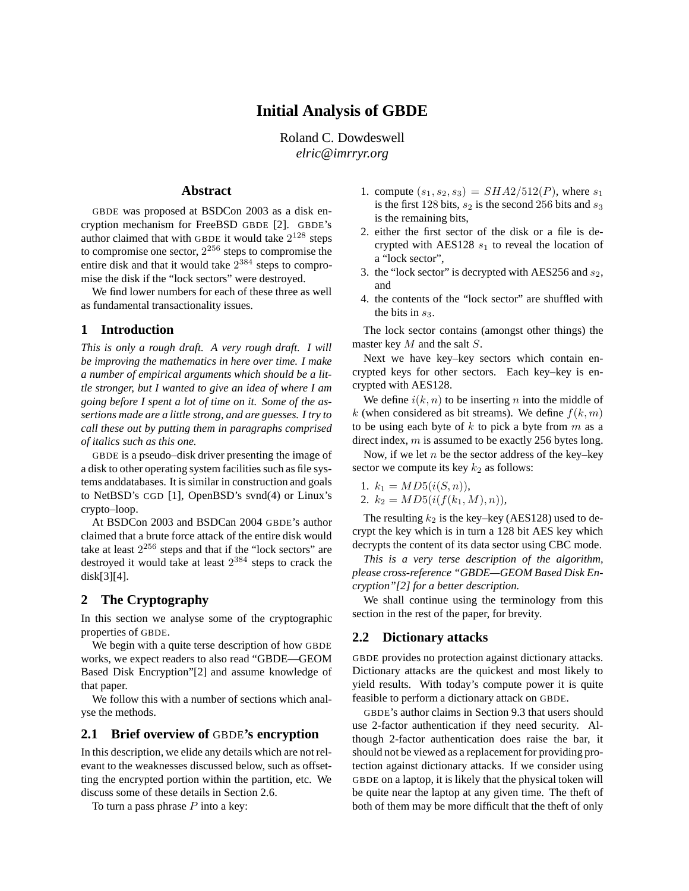# Initial Analysis of GBDE

Roland C. Dowdeswell
*elric@imrryr.org*

## Abstract

GBDE was proposed at BSDCon 2003 as a disk encryption mechanism for FreeBSD GBDE [2]. GBDE's author claimed that with GBDE it would take $2^{128}$ steps to compromise one sector, $2^{256}$ steps to compromise the entire disk and that it would take $2^{384}$ steps to compromise the disk if the "lock sectors" were destroyed.

We find lower numbers for each of these three as well as fundamental transactionality issues.

## 1 Introduction

*This is only a rough draft. A very rough draft. I will be improving the mathematics in here over time. I make a number of empirical arguments which should be a little stronger, but I wanted to give an idea of where I am going before I spent a lot of time on it. Some of the assertions made are a little strong, and are guesses. I try to call these out by putting them in paragraphs comprised of italics such as this one.*

GBDE is a pseudo–disk driver presenting the image of a disk to other operating system facilities such as file systems anddatabases. It is similar in construction and goals to NetBSD's CGD [1], OpenBSD's svnd(4) or Linux's crypto–loop.

At BSDCon 2003 and BSDCan 2004 GBDE's author claimed that a brute force attack of the entire disk would take at least $2^{256}$ steps and that if the "lock sectors" are destroyed it would take at least $2^{384}$ steps to crack the disk[3][4].

## 2 The Cryptography

In this section we analyse some of the cryptographic properties of GBDE.

We begin with a quite terse description of how GBDE works, we expect readers to also read "GBDE—GEOM Based Disk Encryption"[2] and assume knowledge of that paper.

We follow this with a number of sections which analyse the methods.

### 2.1 Brief overview of GBDE's encryption

In this description, we elide any details which are not relevant to the weaknesses discussed below, such as offsetting the encrypted portion within the partition, etc. We discuss some of these details in Section 2.6.

To turn a pass phrase $P$ into a key:

1. compute $(s_1, s_2, s_3) = SHA2/512(P)$, where $s_1$ is the first 128 bits, $s_2$ is the second 256 bits and $s_3$ is the remaining bits,
2. either the first sector of the disk or a file is decrypted with AES128 $s_1$ to reveal the location of a "lock sector",
3. the "lock sector" is decrypted with AES256 and $s_2$, and
4. the contents of the "lock sector" are shuffled with the bits in $s_3$.

The lock sector contains (amongst other things) the master key $M$ and the salt $S$.

Next we have key–key sectors which contain encrypted keys for other sectors. Each key–key is encrypted with AES128.

We define $i(k, n)$ to be inserting $n$ into the middle of $k$ (when considered as bit streams). We define $f(k, m)$ to be using each byte of $k$ to pick a byte from $m$ as a direct index, $m$ is assumed to be exactly 256 bytes long.

Now, if we let $n$ be the sector address of the key–key sector we compute its key $k_2$ as follows:

1. $k_1 = MD5(i(S, n))$,
2. $k_2 = MD5(i(f(k_1, M), n))$,

The resulting $k_2$ is the key–key (AES128) used to decrypt the key which is in turn a 128 bit AES key which decrypts the content of its data sector using CBC mode.

*This is a very terse description of the algorithm, please cross-reference "GBDE—GEOM Based Disk Encryption"[2] for a better description.*

We shall continue using the terminology from this section in the rest of the paper, for brevity.

### 2.2 Dictionary attacks

GBDE provides no protection against dictionary attacks. Dictionary attacks are the quickest and most likely to yield results. With today's compute power it is quite feasible to perform a dictionary attack on GBDE.

GBDE's author claims in Section 9.3 that users should use 2-factor authentication if they need security. Although 2-factor authentication does raise the bar, it should not be viewed as a replacement for providing protection against dictionary attacks. If we consider using GBDE on a laptop, it is likely that the physical token will be quite near the laptop at any given time. The theft of both of them may be more difficult that the theft of only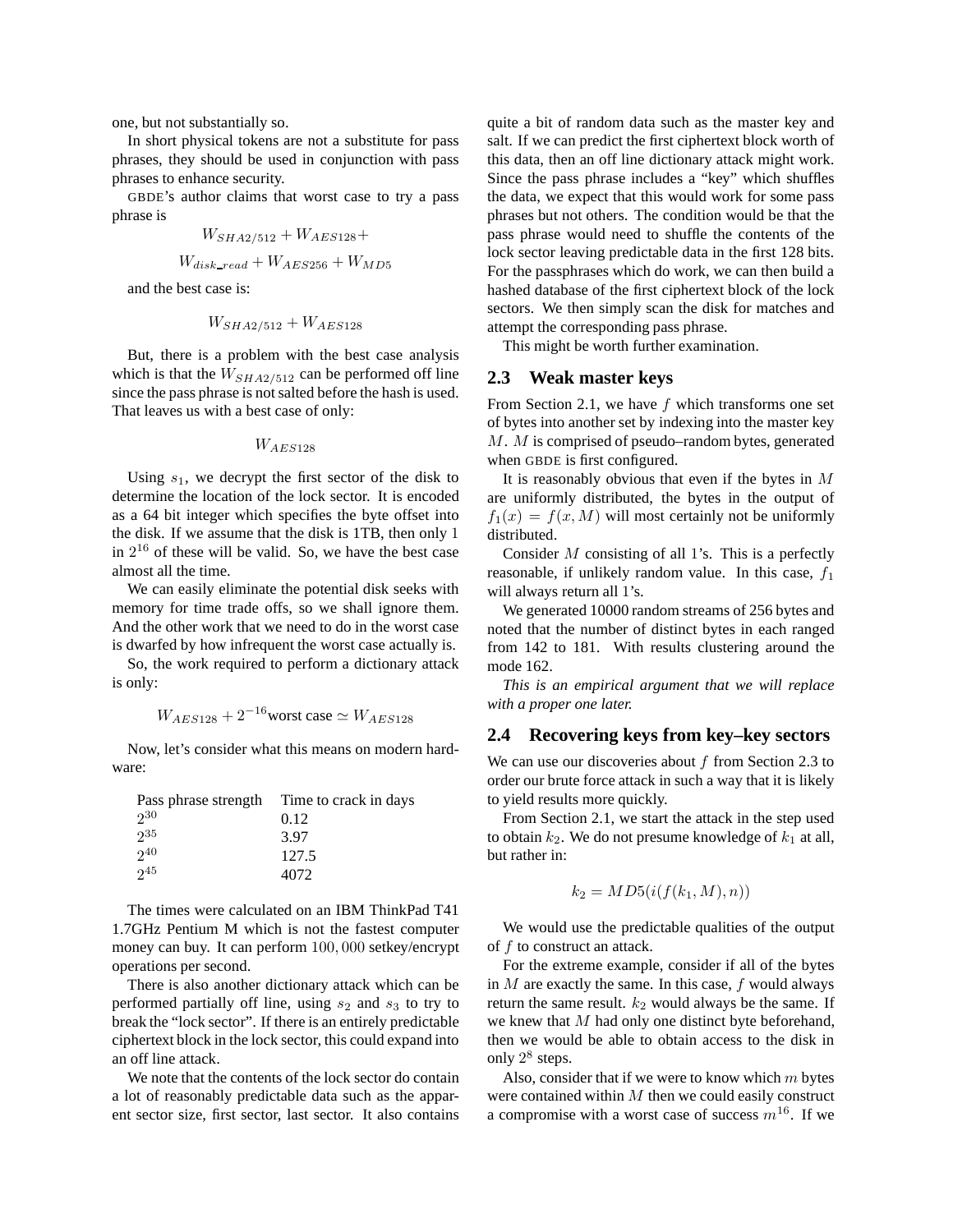one, but not substantially so.

In short physical tokens are not a substitute for pass phrases, they should be used in conjunction with pass phrases to enhance security.

GBDE's author claims that worst case to try a pass phrase is

$$W_{SHA2/512} + W_{AES128} +$$
$$W_{disk\_read} + W_{AES256} + W_{MD5}$$

and the best case is:

$$W_{SHA2/512} + W_{AES128}$$

But, there is a problem with the best case analysis which is that the $W_{SHA2/512}$ can be performed off line since the pass phrase is not salted before the hash is used. That leaves us with a best case of only:

$$W_{AES128}$$

Using $s_1$, we decrypt the first sector of the disk to determine the location of the lock sector. It is encoded as a 64 bit integer which specifies the byte offset into the disk. If we assume that the disk is 1TB, then only 1 in $2^{16}$ of these will be valid. So, we have the best case almost all the time.

We can easily eliminate the potential disk seeks with memory for time trade offs, so we shall ignore them. And the other work that we need to do in the worst case is dwarfed by how infrequent the worst case actually is.

So, the work required to perform a dictionary attack is only:

$$W_{AES128} + 2^{-16}\text{worst case} \simeq W_{AES128}$$

Now, let's consider what this means on modern hardware:

| Pass phrase strength | Time to crack in days |
|---|---|
| $2^{30}$ | 0.12 |
| $2^{35}$ | 3.97 |
| $2^{40}$ | 127.5 |
| $2^{45}$ | 4072 |

The times were calculated on an IBM ThinkPad T41 1.7GHz Pentium M which is not the fastest computer money can buy. It can perform $100,000$ setkey/encrypt operations per second.

There is also another dictionary attack which can be performed partially off line, using $s_2$ and $s_3$ to try to break the "lock sector". If there is an entirely predictable ciphertext block in the lock sector, this could expand into an off line attack.

We note that the contents of the lock sector do contain a lot of reasonably predictable data such as the apparent sector size, first sector, last sector. It also contains quite a bit of random data such as the master key and salt. If we can predict the first ciphertext block worth of this data, then an off line dictionary attack might work. Since the pass phrase includes a "key" which shuffles the data, we expect that this would work for some pass phrases but not others. The condition would be that the pass phrase would need to shuffle the contents of the lock sector leaving predictable data in the first 128 bits. For the passphrases which do work, we can then build a hashed database of the first ciphertext block of the lock sectors. We then simply scan the disk for matches and attempt the corresponding pass phrase.

This might be worth further examination.

## 2.3 Weak master keys

From Section 2.1, we have $f$ which transforms one set of bytes into another set by indexing into the master key $M$. $M$ is comprised of pseudo–random bytes, generated when GBDE is first configured.

It is reasonably obvious that even if the bytes in $M$ are uniformly distributed, the bytes in the output of $f_1(x) = f(x, M)$ will most certainly not be uniformly distributed.

Consider $M$ consisting of all 1's. This is a perfectly reasonable, if unlikely random value. In this case, $f_1$ will always return all 1's.

We generated 10000 random streams of 256 bytes and noted that the number of distinct bytes in each ranged from 142 to 181. With results clustering around the mode 162.

*This is an empirical argument that we will replace with a proper one later.*

## 2.4 Recovering keys from key–key sectors

We can use our discoveries about $f$ from Section 2.3 to order our brute force attack in such a way that it is likely to yield results more quickly.

From Section 2.1, we start the attack in the step used to obtain $k_2$. We do not presume knowledge of $k_1$ at all, but rather in:

$$k_2 = MD5(i(f(k_1, M), n))$$

We would use the predictable qualities of the output of $f$ to construct an attack.

For the extreme example, consider if all of the bytes in $M$ are exactly the same. In this case, $f$ would always return the same result. $k_2$ would always be the same. If we knew that $M$ had only one distinct byte beforehand, then we would be able to obtain access to the disk in only $2^8$ steps.

Also, consider that if we were to know which $m$ bytes were contained within $M$ then we could easily construct a compromise with a worst case of success $m^{16}$. If we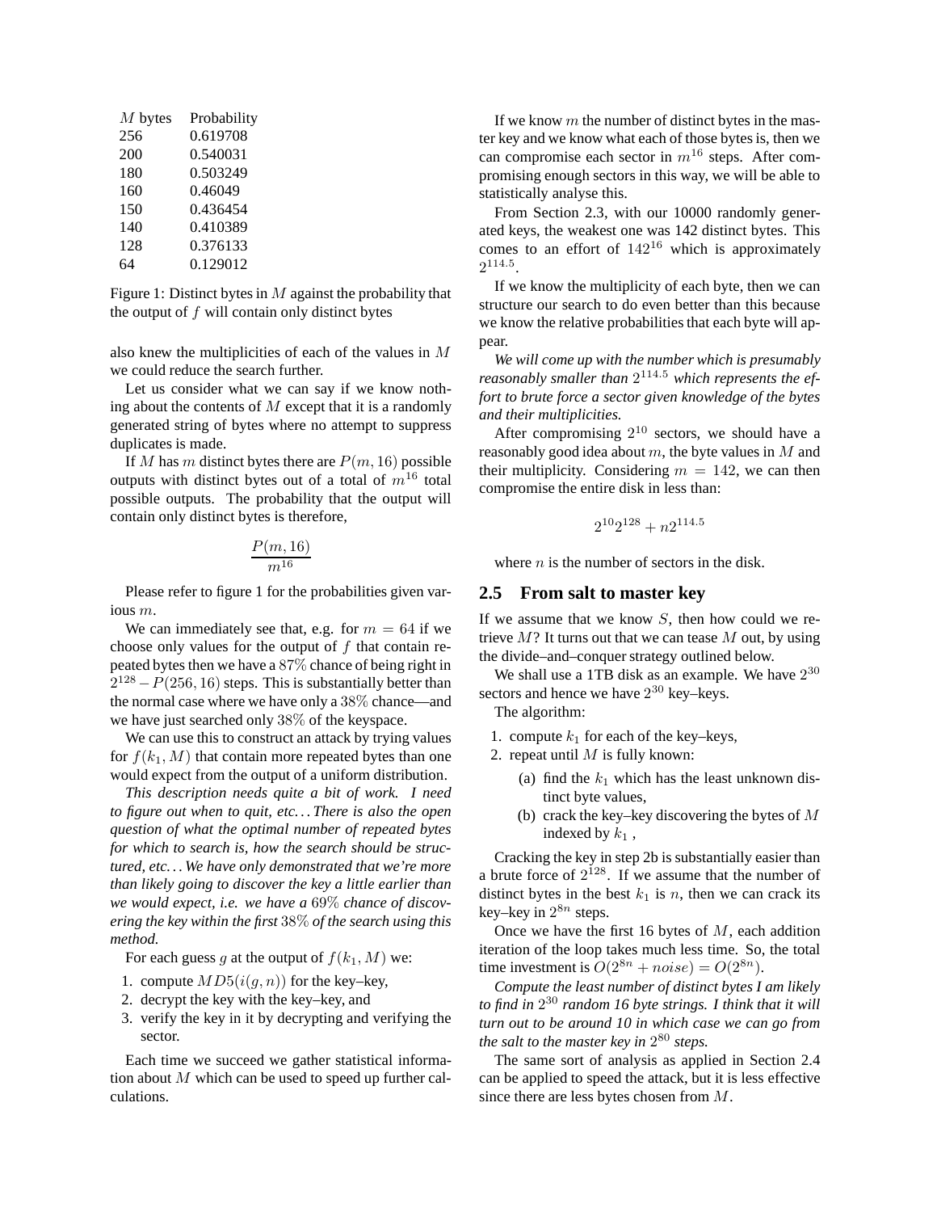| $M$ bytes | Probability |
|---|---|
| 256 | 0.619708 |
| 200 | 0.540031 |
| 180 | 0.503249 |
| 160 | 0.46049 |
| 150 | 0.436454 |
| 140 | 0.410389 |
| 128 | 0.376133 |
| 64 | 0.129012 |

Figure 1: Distinct bytes in $M$ against the probability that the output of $f$ will contain only distinct bytes

also knew the multiplicities of each of the values in $M$ we could reduce the search further.

Let us consider what we can say if we know nothing about the contents of $M$ except that it is a randomly generated string of bytes where no attempt to suppress duplicates is made.

If $M$ has $m$ distinct bytes there are $P(m, 16)$ possible outputs with distinct bytes out of a total of $m^{16}$ total possible outputs. The probability that the output will contain only distinct bytes is therefore,

$$\frac{P(m, 16)}{m^{16}}$$

Please refer to figure 1 for the probabilities given various $m$.

We can immediately see that, e.g. for $m = 64$ if we choose only values for the output of $f$ that contain repeated bytes then we have a $87\%$ chance of being right in $2^{128} - P(256, 16)$ steps. This is substantially better than the normal case where we have only a $38\%$ chance—and we have just searched only $38\%$ of the keyspace.

We can use this to construct an attack by trying values for $f(k_1, M)$ that contain more repeated bytes than one would expect from the output of a uniform distribution.

*This description needs quite a bit of work. I need to figure out when to quit, etc... There is also the open question of what the optimal number of repeated bytes for which to search is, how the search should be structured, etc... We have only demonstrated that we're more than likely going to discover the key a little earlier than we would expect, i.e. we have a $69\%$ chance of discovering the key within the first $38\%$ of the search using this method.*

For each guess $g$ at the output of $f(k_1, M)$ we:

1. compute $MD5(i(g, n))$ for the key–key,
2. decrypt the key with the key–key, and
3. verify the key in it by decrypting and verifying the sector.

Each time we succeed we gather statistical information about $M$ which can be used to speed up further calculations.

If we know $m$ the number of distinct bytes in the master key and we know what each of those bytes is, then we can compromise each sector in $m^{16}$ steps. After compromising enough sectors in this way, we will be able to statistically analyse this.

From Section 2.3, with our 10000 randomly generated keys, the weakest one was 142 distinct bytes. This comes to an effort of $142^{16}$ which is approximately $2^{114.5}$.

If we know the multiplicity of each byte, then we can structure our search to do even better than this because we know the relative probabilities that each byte will appear.

*We will come up with the number which is presumably reasonably smaller than $2^{114.5}$ which represents the effort to brute force a sector given knowledge of the bytes and their multiplicities.*

After compromising $2^{10}$ sectors, we should have a reasonably good idea about $m$, the byte values in $M$ and their multiplicity. Considering $m = 142$, we can then compromise the entire disk in less than:

$$2^{10}2^{128} + n2^{114.5}$$

where $n$ is the number of sectors in the disk.

## 2.5 From salt to master key

If we assume that we know $S$, then how could we retrieve $M$? It turns out that we can tease $M$ out, by using the divide–and–conquer strategy outlined below.

We shall use a 1TB disk as an example. We have $2^{30}$ sectors and hence we have $2^{30}$ key–keys.

The algorithm:

1. compute $k_1$ for each of the key–keys,
2. repeat until $M$ is fully known:
   (a) find the $k_1$ which has the least unknown distinct byte values,
   (b) crack the key–key discovering the bytes of $M$ indexed by $k_1$ ,

Cracking the key in step 2b is substantially easier than a brute force of $2^{128}$. If we assume that the number of distinct bytes in the best $k_1$ is $n$, then we can crack its key–key in $2^{8n}$ steps.

Once we have the first 16 bytes of $M$, each addition iteration of the loop takes much less time. So, the total time investment is $O(2^{8n} + noise) = O(2^{8n})$.

*Compute the least number of distinct bytes I am likely to find in $2^{30}$ random 16 byte strings. I think that it will turn out to be around 10 in which case we can go from the salt to the master key in $2^{80}$ steps.*

The same sort of analysis as applied in Section 2.4 can be applied to speed the attack, but it is less effective since there are less bytes chosen from $M$.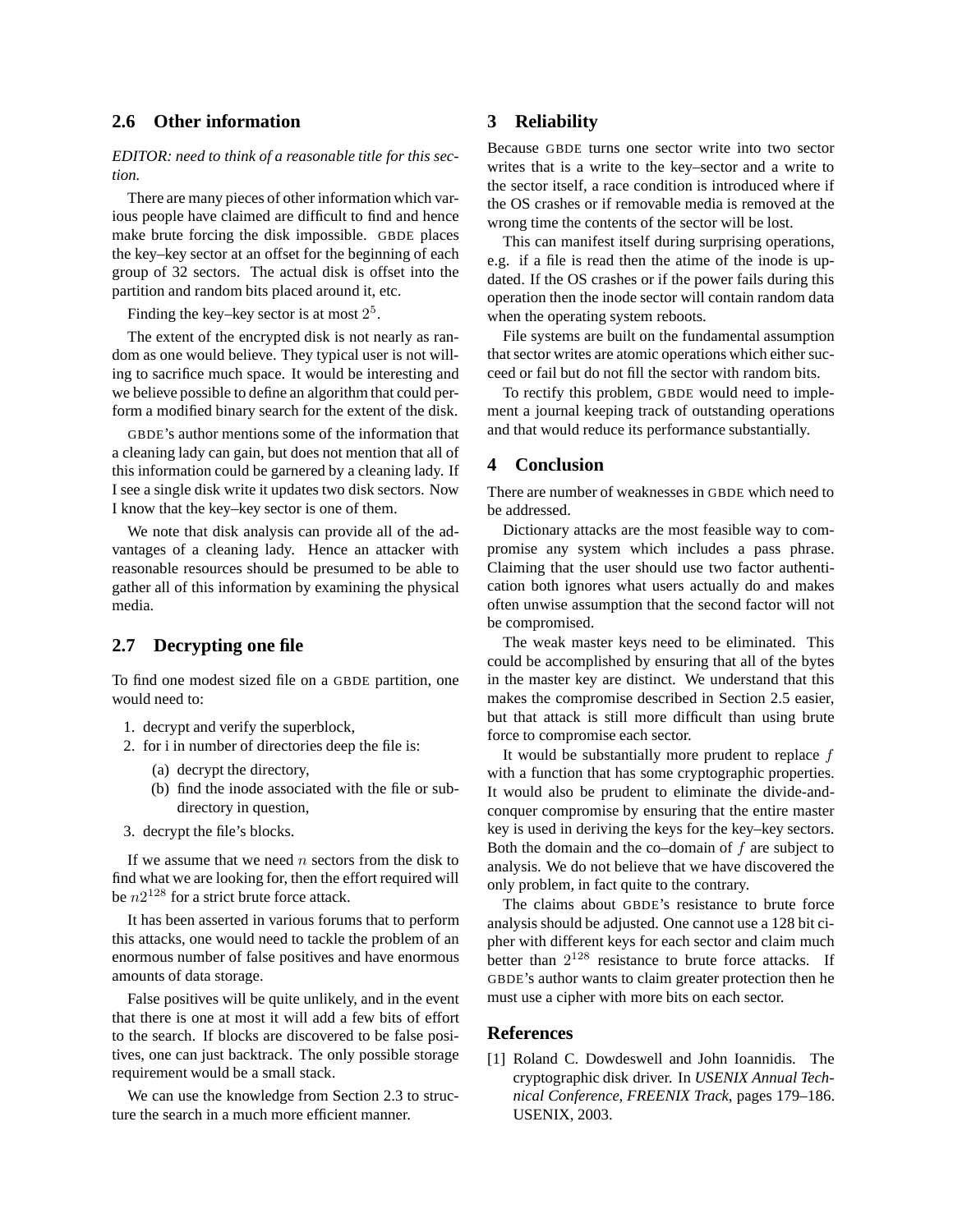### 2.6 Other information

*EDITOR: need to think of a reasonable title for this section.*

There are many pieces of other information which various people have claimed are difficult to find and hence make brute forcing the disk impossible. GBDE places the key–key sector at an offset for the beginning of each group of 32 sectors. The actual disk is offset into the partition and random bits placed around it, etc.

Finding the key–key sector is at most $2^5$.

The extent of the encrypted disk is not nearly as random as one would believe. They typical user is not willing to sacrifice much space. It would be interesting and we believe possible to define an algorithm that could perform a modified binary search for the extent of the disk.

GBDE's author mentions some of the information that a cleaning lady can gain, but does not mention that all of this information could be garnered by a cleaning lady. If I see a single disk write it updates two disk sectors. Now I know that the key–key sector is one of them.

We note that disk analysis can provide all of the advantages of a cleaning lady. Hence an attacker with reasonable resources should be presumed to be able to gather all of this information by examining the physical media.

### 2.7 Decrypting one file

To find one modest sized file on a GBDE partition, one would need to:

1. decrypt and verify the superblock,
2. for i in number of directories deep the file is:
   (a) decrypt the directory,
   (b) find the inode associated with the file or subdirectory in question,
3. decrypt the file's blocks.

If we assume that we need $n$ sectors from the disk to find what we are looking for, then the effort required will be $n2^{128}$ for a strict brute force attack.

It has been asserted in various forums that to perform this attacks, one would need to tackle the problem of an enormous number of false positives and have enormous amounts of data storage.

False positives will be quite unlikely, and in the event that there is one at most it will add a few bits of effort to the search. If blocks are discovered to be false positives, one can just backtrack. The only possible storage requirement would be a small stack.

We can use the knowledge from Section 2.3 to structure the search in a much more efficient manner.

## 3 Reliability

Because GBDE turns one sector write into two sector writes that is a write to the key–sector and a write to the sector itself, a race condition is introduced where if the OS crashes or if removable media is removed at the wrong time the contents of the sector will be lost.

This can manifest itself during surprising operations, e.g. if a file is read then the atime of the inode is updated. If the OS crashes or if the power fails during this operation then the inode sector will contain random data when the operating system reboots.

File systems are built on the fundamental assumption that sector writes are atomic operations which either succeed or fail but do not fill the sector with random bits.

To rectify this problem, GBDE would need to implement a journal keeping track of outstanding operations and that would reduce its performance substantially.

## 4 Conclusion

There are number of weaknesses in GBDE which need to be addressed.

Dictionary attacks are the most feasible way to compromise any system which includes a pass phrase. Claiming that the user should use two factor authentication both ignores what users actually do and makes often unwise assumption that the second factor will not be compromised.

The weak master keys need to be eliminated. This could be accomplished by ensuring that all of the bytes in the master key are distinct. We understand that this makes the compromise described in Section 2.5 easier, but that attack is still more difficult than using brute force to compromise each sector.

It would be substantially more prudent to replace $f$ with a function that has some cryptographic properties. It would also be prudent to eliminate the divide-and-conquer compromise by ensuring that the entire master key is used in deriving the keys for the key–key sectors. Both the domain and the co–domain of $f$ are subject to analysis. We do not believe that we have discovered the only problem, in fact quite to the contrary.

The claims about GBDE's resistance to brute force analysis should be adjusted. One cannot use a 128 bit cipher with different keys for each sector and claim much better than $2^{128}$ resistance to brute force attacks. If GBDE's author wants to claim greater protection then he must use a cipher with more bits on each sector.

## References

[1] Roland C. Dowdeswell and John Ioannidis. The cryptographic disk driver. In *USENIX Annual Technical Conference, FREENIX Track*, pages 179–186. USENIX, 2003.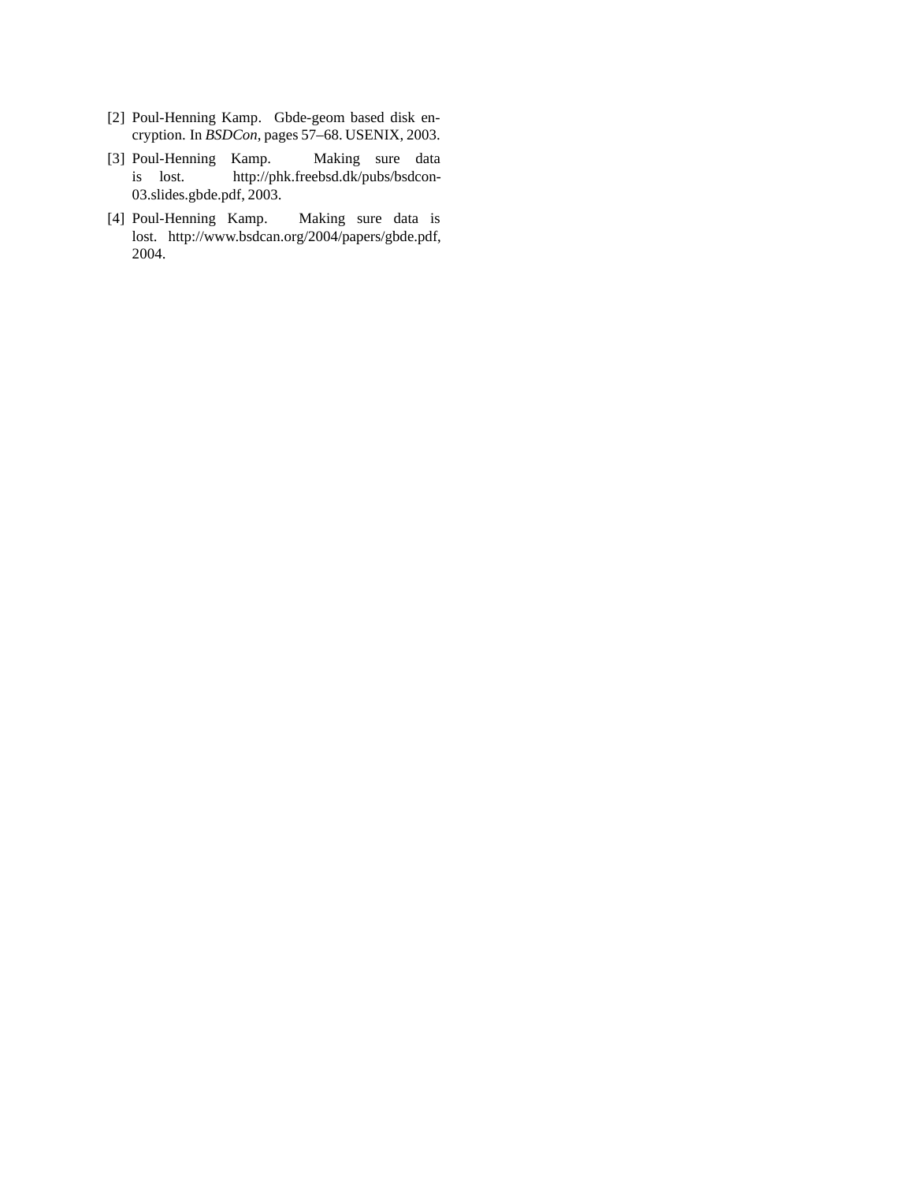[2] Poul-Henning Kamp. Gbde-geom based disk encryption. In *BSDCon*, pages 57–68. USENIX, 2003.

[3] Poul-Henning Kamp. Making sure data is lost. http://phk.freebsd.dk/pubs/bsdcon-03.slides.gbde.pdf, 2003.

[4] Poul-Henning Kamp. Making sure data is lost. http://www.bsdcan.org/2004/papers/gbde.pdf, 2004.